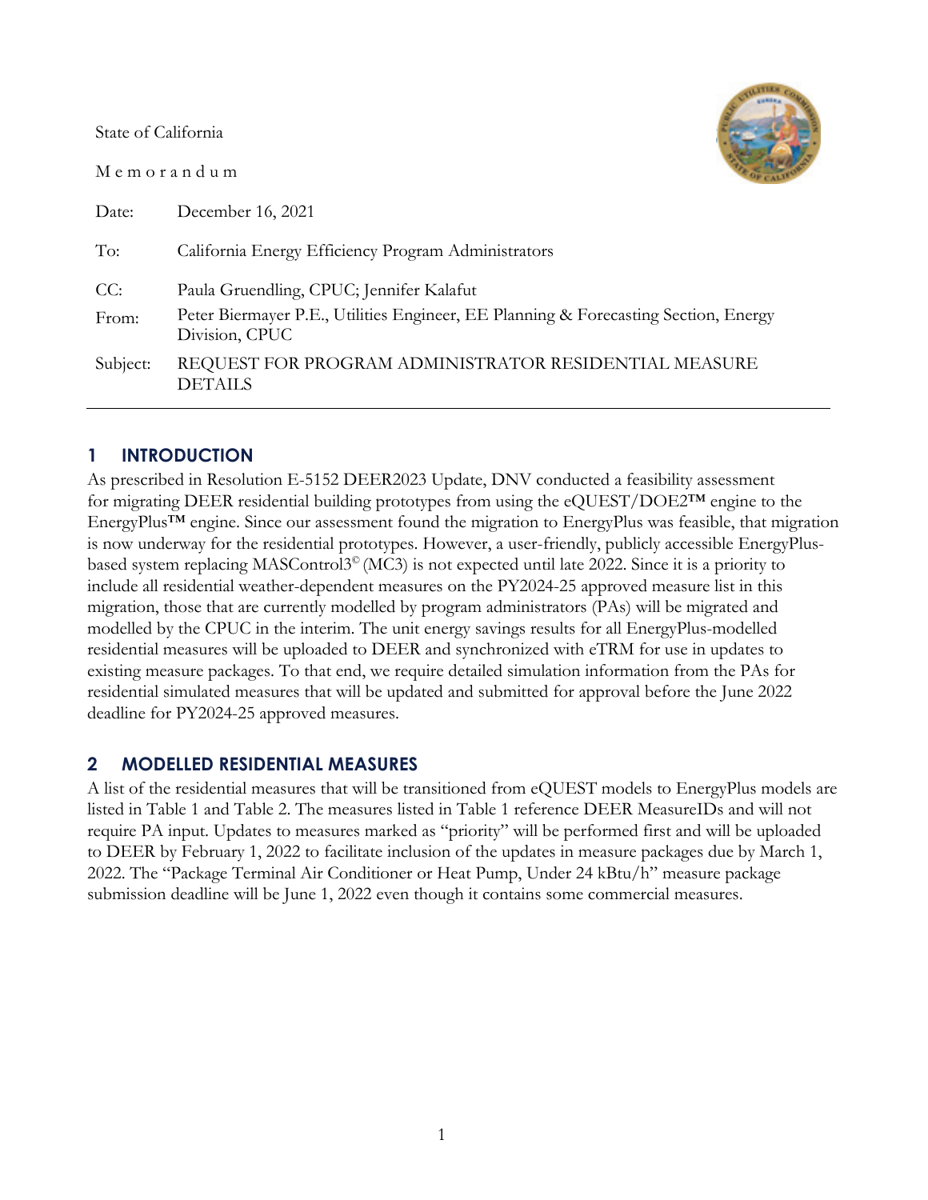State of California

M e m o r a n d u m

| | |
|---|---|
| Date: | December 16, 2021 |
| To: | California Energy Efficiency Program Administrators |
| CC: | Paula Gruendling, CPUC; Jennifer Kalafut |
| From: | Peter Biermayer P.E., Utilities Engineer, EE Planning & Forecasting Section, Energy Division, CPUC |
| Subject: | REQUEST FOR PROGRAM ADMINISTRATOR RESIDENTIAL MEASURE DETAILS |

## 1 INTRODUCTION

As prescribed in Resolution E-5152 DEER2023 Update, DNV conducted a feasibility assessment for migrating DEER residential building prototypes from using the eQUEST/DOE2™ engine to the EnergyPlus™ engine. Since our assessment found the migration to EnergyPlus was feasible, that migration is now underway for the residential prototypes. However, a user-friendly, publicly accessible EnergyPlus-based system replacing MASControl3© (MC3) is not expected until late 2022. Since it is a priority to include all residential weather-dependent measures on the PY2024-25 approved measure list in this migration, those that are currently modelled by program administrators (PAs) will be migrated and modelled by the CPUC in the interim. The unit energy savings results for all EnergyPlus-modelled residential measures will be uploaded to DEER and synchronized with eTRM for use in updates to existing measure packages. To that end, we require detailed simulation information from the PAs for residential simulated measures that will be updated and submitted for approval before the June 2022 deadline for PY2024-25 approved measures.

## 2 MODELLED RESIDENTIAL MEASURES

A list of the residential measures that will be transitioned from eQUEST models to EnergyPlus models are listed in Table 1 and Table 2. The measures listed in Table 1 reference DEER MeasureIDs and will not require PA input. Updates to measures marked as "priority" will be performed first and will be uploaded to DEER by February 1, 2022 to facilitate inclusion of the updates in measure packages due by March 1, 2022. The "Package Terminal Air Conditioner or Heat Pump, Under 24 kBtu/h" measure package submission deadline will be June 1, 2022 even though it contains some commercial measures.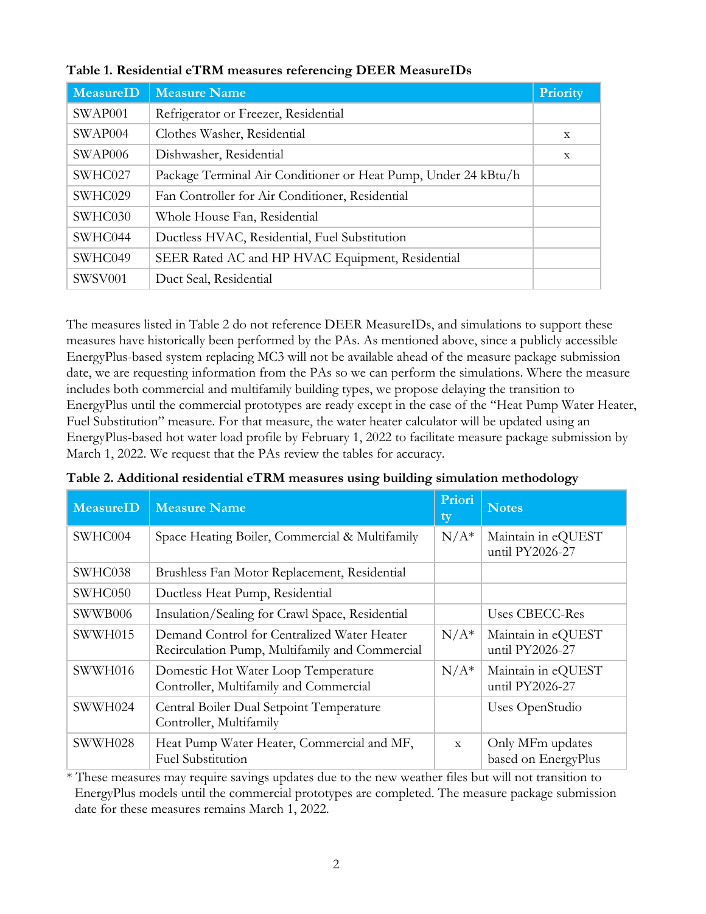**Table 1. Residential eTRM measures referencing DEER MeasureIDs**

| MeasureID | Measure Name | Priority |
|---|---|---|
| SWAP001 | Refrigerator or Freezer, Residential | |
| SWAP004 | Clothes Washer, Residential | x |
| SWAP006 | Dishwasher, Residential | x |
| SWHC027 | Package Terminal Air Conditioner or Heat Pump, Under 24 kBtu/h | |
| SWHC029 | Fan Controller for Air Conditioner, Residential | |
| SWHC030 | Whole House Fan, Residential | |
| SWHC044 | Ductless HVAC, Residential, Fuel Substitution | |
| SWHC049 | SEER Rated AC and HP HVAC Equipment, Residential | |
| SWSV001 | Duct Seal, Residential | |

The measures listed in Table 2 do not reference DEER MeasureIDs, and simulations to support these measures have historically been performed by the PAs. As mentioned above, since a publicly accessible EnergyPlus-based system replacing MC3 will not be available ahead of the measure package submission date, we are requesting information from the PAs so we can perform the simulations. Where the measure includes both commercial and multifamily building types, we propose delaying the transition to EnergyPlus until the commercial prototypes are ready except in the case of the "Heat Pump Water Heater, Fuel Substitution" measure. For that measure, the water heater calculator will be updated using an EnergyPlus-based hot water load profile by February 1, 2022 to facilitate measure package submission by March 1, 2022. We request that the PAs review the tables for accuracy.

**Table 2. Additional residential eTRM measures using building simulation methodology**

| MeasureID | Measure Name | Priority | Notes |
|---|---|---|---|
| SWHC004 | Space Heating Boiler, Commercial & Multifamily | N/A* | Maintain in eQUEST until PY2026-27 |
| SWHC038 | Brushless Fan Motor Replacement, Residential | | |
| SWHC050 | Ductless Heat Pump, Residential | | |
| SWWB006 | Insulation/Sealing for Crawl Space, Residential | | Uses CBECC-Res |
| SWWH015 | Demand Control for Centralized Water Heater Recirculation Pump, Multifamily and Commercial | N/A* | Maintain in eQUEST until PY2026-27 |
| SWWH016 | Domestic Hot Water Loop Temperature Controller, Multifamily and Commercial | N/A* | Maintain in eQUEST until PY2026-27 |
| SWWH024 | Central Boiler Dual Setpoint Temperature Controller, Multifamily | | Uses OpenStudio |
| SWWH028 | Heat Pump Water Heater, Commercial and MF, Fuel Substitution | x | Only MFm updates based on EnergyPlus |

\* These measures may require savings updates due to the new weather files but will not transition to EnergyPlus models until the commercial prototypes are completed. The measure package submission date for these measures remains March 1, 2022.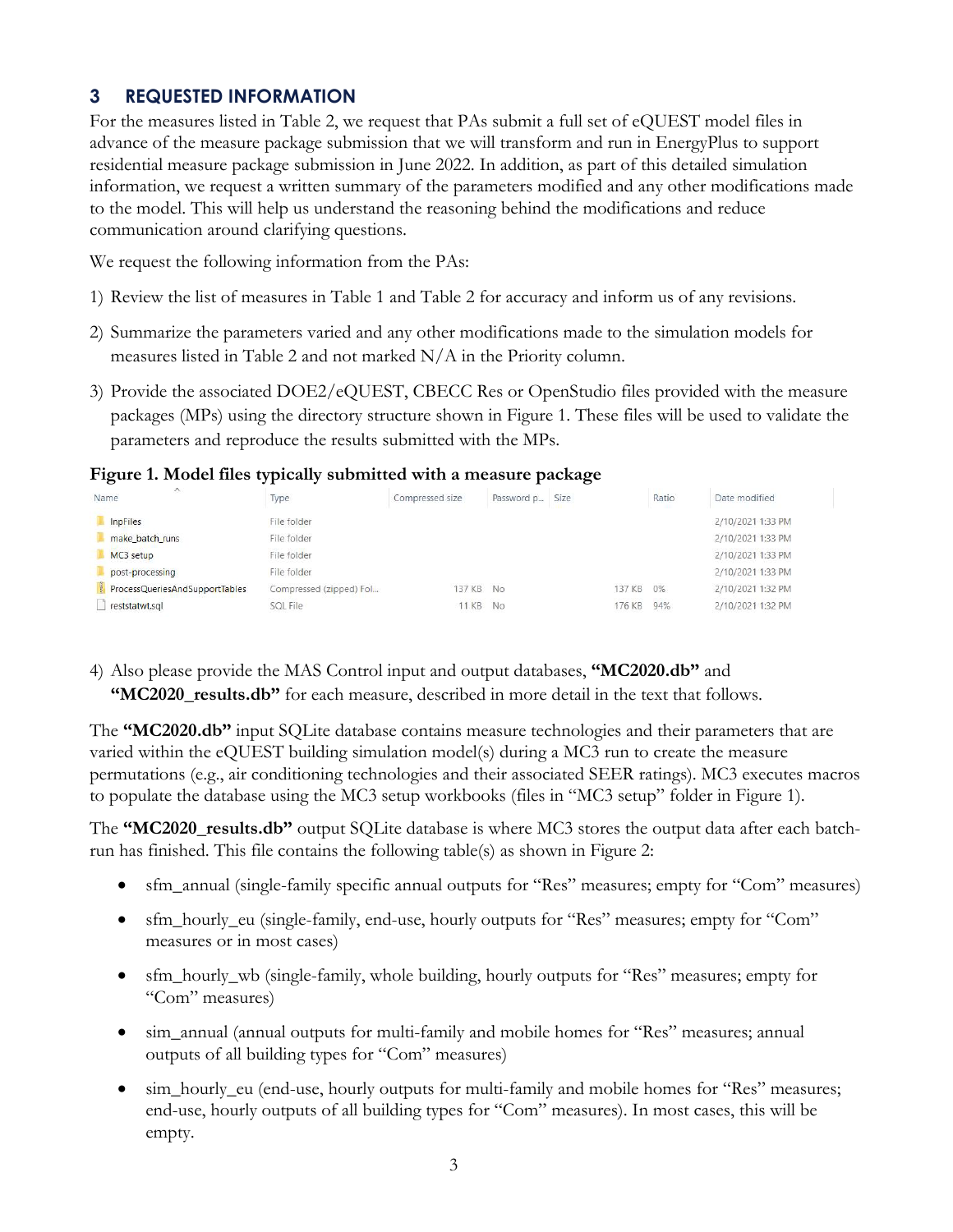## 3 REQUESTED INFORMATION

For the measures listed in Table 2, we request that PAs submit a full set of eQUEST model files in advance of the measure package submission that we will transform and run in EnergyPlus to support residential measure package submission in June 2022. In addition, as part of this detailed simulation information, we request a written summary of the parameters modified and any other modifications made to the model. This will help us understand the reasoning behind the modifications and reduce communication around clarifying questions.

We request the following information from the PAs:

1) Review the list of measures in Table 1 and Table 2 for accuracy and inform us of any revisions.
2) Summarize the parameters varied and any other modifications made to the simulation models for measures listed in Table 2 and not marked N/A in the Priority column.
3) Provide the associated DOE2/eQUEST, CBECC Res or OpenStudio files provided with the measure packages (MPs) using the directory structure shown in Figure 1. These files will be used to validate the parameters and reproduce the results submitted with the MPs.

**Figure 1. Model files typically submitted with a measure package**

| Name | Type | Compressed size | Password p... | Size | Ratio | Date modified |
|---|---|---|---|---|---|---|
| InpFiles | File folder | | | | | 2/10/2021 1:33 PM |
| make_batch_runs | File folder | | | | | 2/10/2021 1:33 PM |
| MC3 setup | File folder | | | | | 2/10/2021 1:33 PM |
| post-processing | File folder | | | | | 2/10/2021 1:33 PM |
| ProcessQueriesAndSupportTables | Compressed (zipped) Fol... | 137 KB | No | 137 KB | 0% | 2/10/2021 1:32 PM |
| reststatwt.sql | SQL File | 11 KB | No | 176 KB | 94% | 2/10/2021 1:32 PM |

4) Also please provide the MAS Control input and output databases, **"MC2020.db"** and **"MC2020_results.db"** for each measure, described in more detail in the text that follows.

The **"MC2020.db"** input SQLite database contains measure technologies and their parameters that are varied within the eQUEST building simulation model(s) during a MC3 run to create the measure permutations (e.g., air conditioning technologies and their associated SEER ratings). MC3 executes macros to populate the database using the MC3 setup workbooks (files in "MC3 setup" folder in Figure 1).

The **"MC2020_results.db"** output SQLite database is where MC3 stores the output data after each batch-run has finished. This file contains the following table(s) as shown in Figure 2:

- sfm_annual (single-family specific annual outputs for "Res" measures; empty for "Com" measures)
- sfm_hourly_eu (single-family, end-use, hourly outputs for "Res" measures; empty for "Com" measures or in most cases)
- sfm_hourly_wb (single-family, whole building, hourly outputs for "Res" measures; empty for "Com" measures)
- sim_annual (annual outputs for multi-family and mobile homes for "Res" measures; annual outputs of all building types for "Com" measures)
- sim_hourly_eu (end-use, hourly outputs for multi-family and mobile homes for "Res" measures; end-use, hourly outputs of all building types for "Com" measures). In most cases, this will be empty.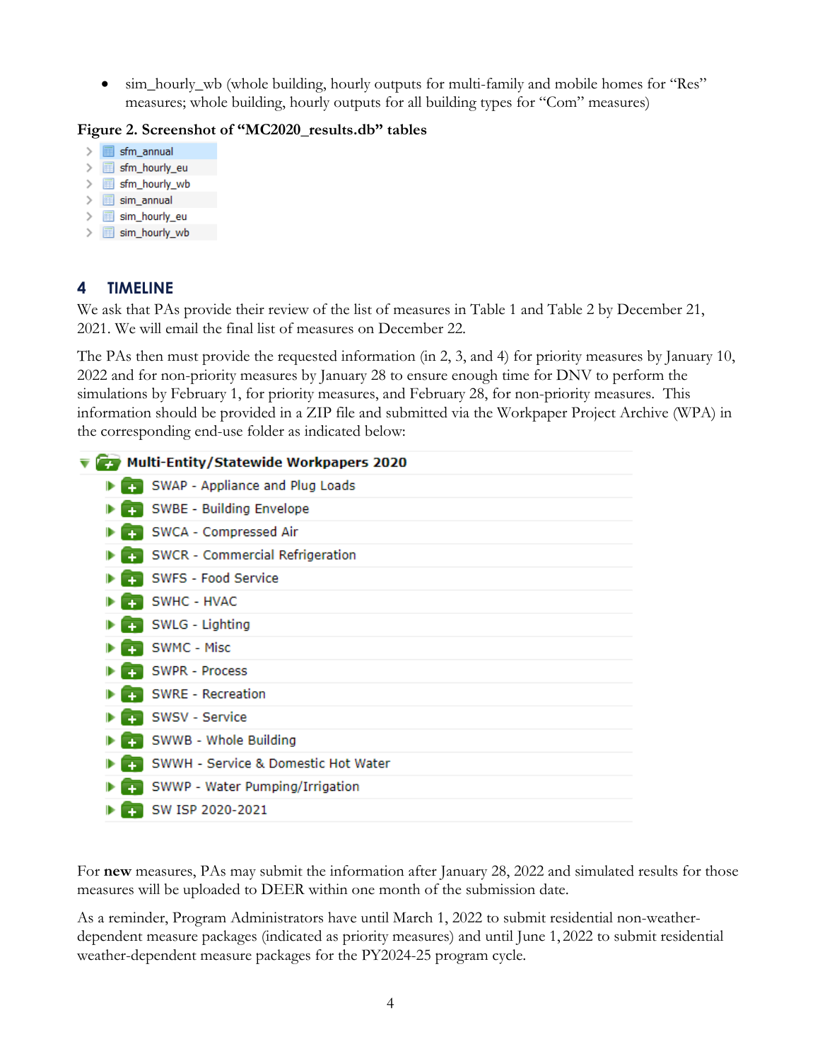- sim_hourly_wb (whole building, hourly outputs for multi-family and mobile homes for "Res" measures; whole building, hourly outputs for all building types for "Com" measures)

**Figure 2. Screenshot of "MC2020_results.db" tables**

- sfm_annual
- sfm_hourly_eu
- sfm_hourly_wb
- sim_annual
- sim_hourly_eu
- sim_hourly_wb

## 4 TIMELINE

We ask that PAs provide their review of the list of measures in Table 1 and Table 2 by December 21, 2021. We will email the final list of measures on December 22.

The PAs then must provide the requested information (in 2, 3, and 4) for priority measures by January 10, 2022 and for non-priority measures by January 28 to ensure enough time for DNV to perform the simulations by February 1, for priority measures, and February 28, for non-priority measures. This information should be provided in a ZIP file and submitted via the Workpaper Project Archive (WPA) in the corresponding end-use folder as indicated below:

- **Multi-Entity/Statewide Workpapers 2020**
  - SWAP - Appliance and Plug Loads
  - SWBE - Building Envelope
  - SWCA - Compressed Air
  - SWCR - Commercial Refrigeration
  - SWFS - Food Service
  - SWHC - HVAC
  - SWLG - Lighting
  - SWMC - Misc
  - SWPR - Process
  - SWRE - Recreation
  - SWSV - Service
  - SWWB - Whole Building
  - SWWH - Service & Domestic Hot Water
  - SWWP - Water Pumping/Irrigation
  - SW ISP 2020-2021

For **new** measures, PAs may submit the information after January 28, 2022 and simulated results for those measures will be uploaded to DEER within one month of the submission date.

As a reminder, Program Administrators have until March 1, 2022 to submit residential non-weather-dependent measure packages (indicated as priority measures) and until June 1, 2022 to submit residential weather-dependent measure packages for the PY2024-25 program cycle.